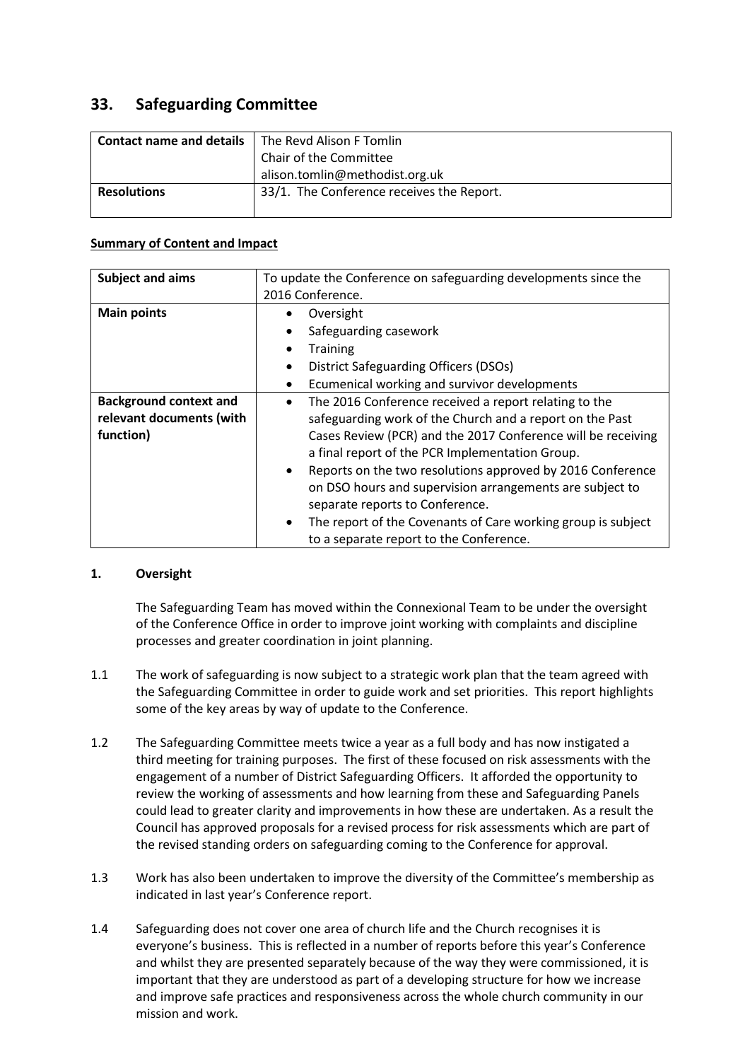## 33. Safeguarding Committee

| **Contact name and details** | The Revd Alison F Tomlin<br>Chair of the Committee<br>alison.tomlin@methodist.org.uk |
|---|---|
| **Resolutions** | 33/1. The Conference receives the Report. |

**Summary of Content and Impact**

| **Subject and aims** | To update the Conference on safeguarding developments since the 2016 Conference. |
|---|---|
| **Main points** | • Oversight<br>• Safeguarding casework<br>• Training<br>• District Safeguarding Officers (DSOs)<br>• Ecumenical working and survivor developments |
| **Background context and relevant documents (with function)** | • The 2016 Conference received a report relating to the safeguarding work of the Church and a report on the Past Cases Review (PCR) and the 2017 Conference will be receiving a final report of the PCR Implementation Group.<br>• Reports on the two resolutions approved by 2016 Conference on DSO hours and supervision arrangements are subject to separate reports to Conference.<br>• The report of the Covenants of Care working group is subject to a separate report to the Conference. |

### 1. Oversight

The Safeguarding Team has moved within the Connexional Team to be under the oversight of the Conference Office in order to improve joint working with complaints and discipline processes and greater coordination in joint planning.

1.1 The work of safeguarding is now subject to a strategic work plan that the team agreed with the Safeguarding Committee in order to guide work and set priorities. This report highlights some of the key areas by way of update to the Conference.

1.2 The Safeguarding Committee meets twice a year as a full body and has now instigated a third meeting for training purposes. The first of these focused on risk assessments with the engagement of a number of District Safeguarding Officers. It afforded the opportunity to review the working of assessments and how learning from these and Safeguarding Panels could lead to greater clarity and improvements in how these are undertaken. As a result the Council has approved proposals for a revised process for risk assessments which are part of the revised standing orders on safeguarding coming to the Conference for approval.

1.3 Work has also been undertaken to improve the diversity of the Committee's membership as indicated in last year's Conference report.

1.4 Safeguarding does not cover one area of church life and the Church recognises it is everyone's business. This is reflected in a number of reports before this year's Conference and whilst they are presented separately because of the way they were commissioned, it is important that they are understood as part of a developing structure for how we increase and improve safe practices and responsiveness across the whole church community in our mission and work.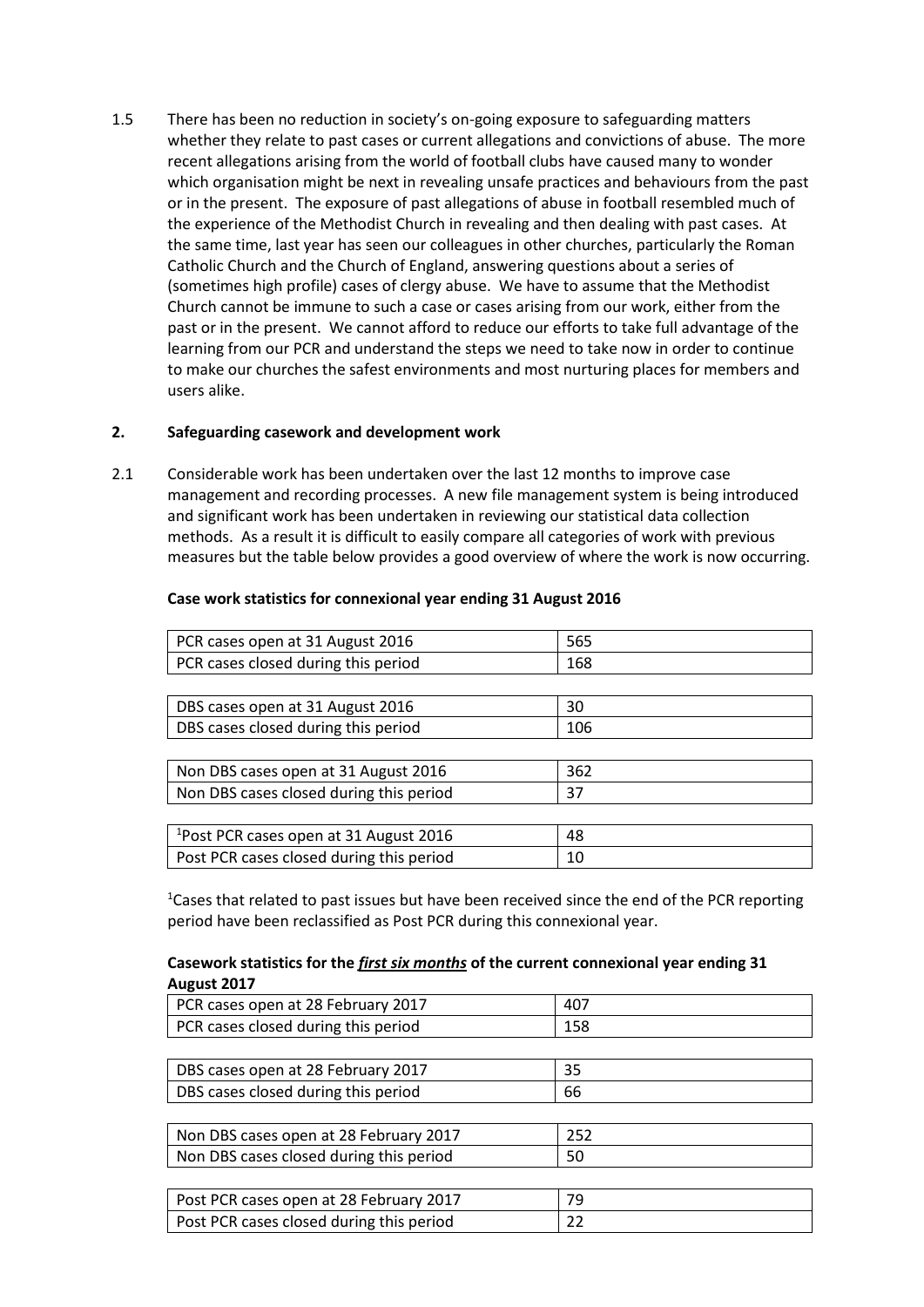1.5 There has been no reduction in society's on-going exposure to safeguarding matters whether they relate to past cases or current allegations and convictions of abuse. The more recent allegations arising from the world of football clubs have caused many to wonder which organisation might be next in revealing unsafe practices and behaviours from the past or in the present. The exposure of past allegations of abuse in football resembled much of the experience of the Methodist Church in revealing and then dealing with past cases. At the same time, last year has seen our colleagues in other churches, particularly the Roman Catholic Church and the Church of England, answering questions about a series of (sometimes high profile) cases of clergy abuse. We have to assume that the Methodist Church cannot be immune to such a case or cases arising from our work, either from the past or in the present. We cannot afford to reduce our efforts to take full advantage of the learning from our PCR and understand the steps we need to take now in order to continue to make our churches the safest environments and most nurturing places for members and users alike.

## 2. Safeguarding casework and development work

2.1 Considerable work has been undertaken over the last 12 months to improve case management and recording processes. A new file management system is being introduced and significant work has been undertaken in reviewing our statistical data collection methods. As a result it is difficult to easily compare all categories of work with previous measures but the table below provides a good overview of where the work is now occurring.

**Case work statistics for connexional year ending 31 August 2016**

| | |
|---|---|
| PCR cases open at 31 August 2016 | 565 |
| PCR cases closed during this period | 168 |
| DBS cases open at 31 August 2016 | 30 |
| DBS cases closed during this period | 106 |
| Non DBS cases open at 31 August 2016 | 362 |
| Non DBS cases closed during this period | 37 |
| [1]Post PCR cases open at 31 August 2016 | 48 |
| Post PCR cases closed during this period | 10 |

[1]Cases that related to past issues but have been received since the end of the PCR reporting period have been reclassified as Post PCR during this connexional year.

**Casework statistics for the _first six months_ of the current connexional year ending 31 August 2017**

| | |
|---|---|
| PCR cases open at 28 February 2017 | 407 |
| PCR cases closed during this period | 158 |
| DBS cases open at 28 February 2017 | 35 |
| DBS cases closed during this period | 66 |
| Non DBS cases open at 28 February 2017 | 252 |
| Non DBS cases closed during this period | 50 |
| Post PCR cases open at 28 February 2017 | 79 |
| Post PCR cases closed during this period | 22 |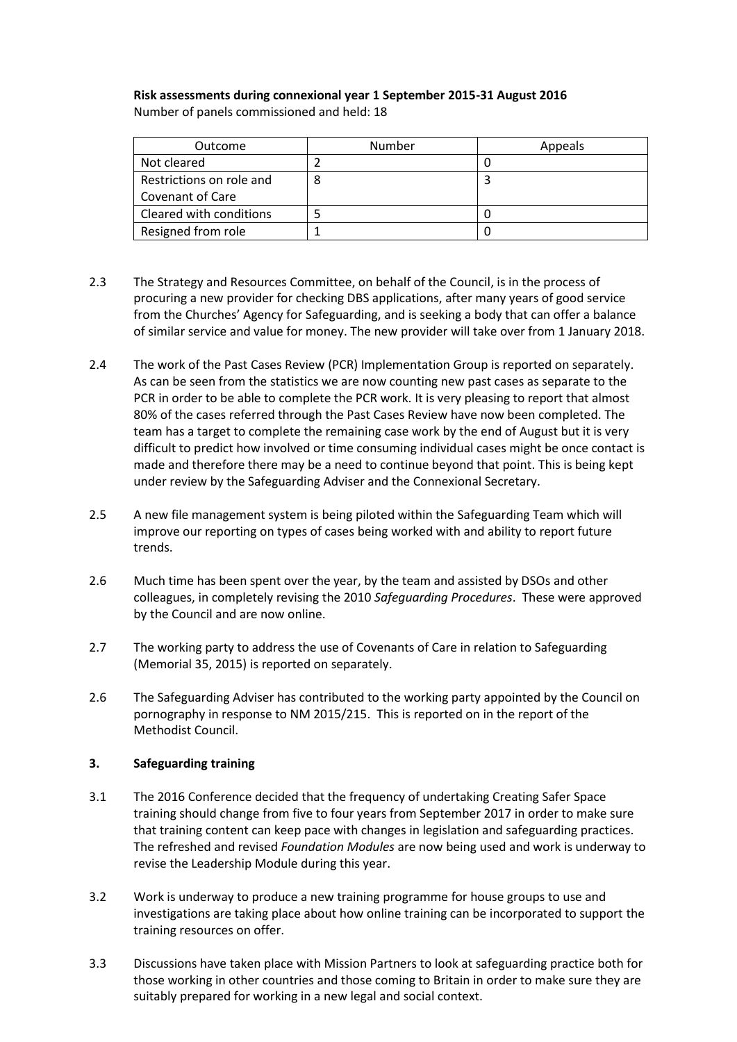**Risk assessments during connexional year 1 September 2015-31 August 2016**
Number of panels commissioned and held: 18

| Outcome | Number | Appeals |
|---|---|---|
| Not cleared | 2 | 0 |
| Restrictions on role and Covenant of Care | 8 | 3 |
| Cleared with conditions | 5 | 0 |
| Resigned from role | 1 | 0 |

2.3 The Strategy and Resources Committee, on behalf of the Council, is in the process of procuring a new provider for checking DBS applications, after many years of good service from the Churches' Agency for Safeguarding, and is seeking a body that can offer a balance of similar service and value for money. The new provider will take over from 1 January 2018.

2.4 The work of the Past Cases Review (PCR) Implementation Group is reported on separately. As can be seen from the statistics we are now counting new past cases as separate to the PCR in order to be able to complete the PCR work. It is very pleasing to report that almost 80% of the cases referred through the Past Cases Review have now been completed. The team has a target to complete the remaining case work by the end of August but it is very difficult to predict how involved or time consuming individual cases might be once contact is made and therefore there may be a need to continue beyond that point. This is being kept under review by the Safeguarding Adviser and the Connexional Secretary.

2.5 A new file management system is being piloted within the Safeguarding Team which will improve our reporting on types of cases being worked with and ability to report future trends.

2.6 Much time has been spent over the year, by the team and assisted by DSOs and other colleagues, in completely revising the 2010 *Safeguarding Procedures*. These were approved by the Council and are now online.

2.7 The working party to address the use of Covenants of Care in relation to Safeguarding (Memorial 35, 2015) is reported on separately.

2.6 The Safeguarding Adviser has contributed to the working party appointed by the Council on pornography in response to NM 2015/215. This is reported on in the report of the Methodist Council.

## 3. Safeguarding training

3.1 The 2016 Conference decided that the frequency of undertaking Creating Safer Space training should change from five to four years from September 2017 in order to make sure that training content can keep pace with changes in legislation and safeguarding practices. The refreshed and revised *Foundation Modules* are now being used and work is underway to revise the Leadership Module during this year.

3.2 Work is underway to produce a new training programme for house groups to use and investigations are taking place about how online training can be incorporated to support the training resources on offer.

3.3 Discussions have taken place with Mission Partners to look at safeguarding practice both for those working in other countries and those coming to Britain in order to make sure they are suitably prepared for working in a new legal and social context.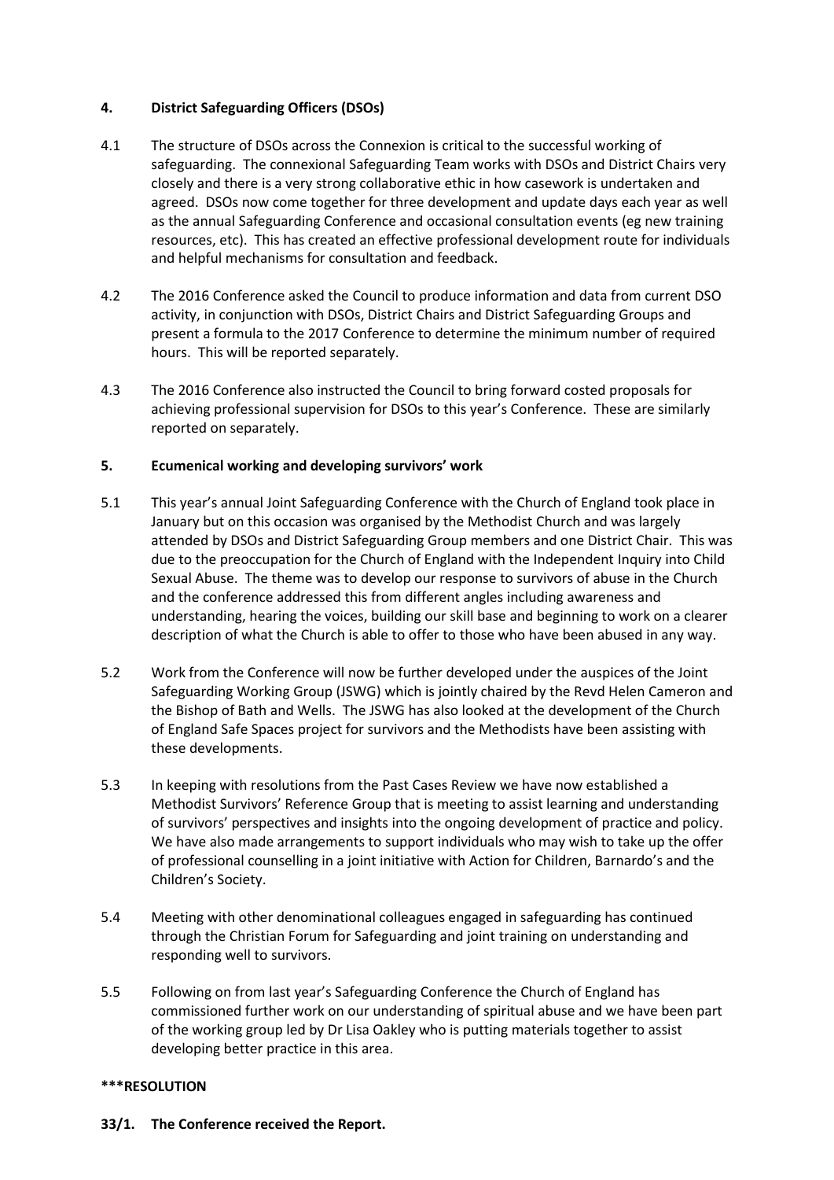## 4. District Safeguarding Officers (DSOs)

4.1 The structure of DSOs across the Connexion is critical to the successful working of safeguarding. The connexional Safeguarding Team works with DSOs and District Chairs very closely and there is a very strong collaborative ethic in how casework is undertaken and agreed. DSOs now come together for three development and update days each year as well as the annual Safeguarding Conference and occasional consultation events (eg new training resources, etc). This has created an effective professional development route for individuals and helpful mechanisms for consultation and feedback.

4.2 The 2016 Conference asked the Council to produce information and data from current DSO activity, in conjunction with DSOs, District Chairs and District Safeguarding Groups and present a formula to the 2017 Conference to determine the minimum number of required hours. This will be reported separately.

4.3 The 2016 Conference also instructed the Council to bring forward costed proposals for achieving professional supervision for DSOs to this year's Conference. These are similarly reported on separately.

## 5. Ecumenical working and developing survivors' work

5.1 This year's annual Joint Safeguarding Conference with the Church of England took place in January but on this occasion was organised by the Methodist Church and was largely attended by DSOs and District Safeguarding Group members and one District Chair. This was due to the preoccupation for the Church of England with the Independent Inquiry into Child Sexual Abuse. The theme was to develop our response to survivors of abuse in the Church and the conference addressed this from different angles including awareness and understanding, hearing the voices, building our skill base and beginning to work on a clearer description of what the Church is able to offer to those who have been abused in any way.

5.2 Work from the Conference will now be further developed under the auspices of the Joint Safeguarding Working Group (JSWG) which is jointly chaired by the Revd Helen Cameron and the Bishop of Bath and Wells. The JSWG has also looked at the development of the Church of England Safe Spaces project for survivors and the Methodists have been assisting with these developments.

5.3 In keeping with resolutions from the Past Cases Review we have now established a Methodist Survivors' Reference Group that is meeting to assist learning and understanding of survivors' perspectives and insights into the ongoing development of practice and policy. We have also made arrangements to support individuals who may wish to take up the offer of professional counselling in a joint initiative with Action for Children, Barnardo's and the Children's Society.

5.4 Meeting with other denominational colleagues engaged in safeguarding has continued through the Christian Forum for Safeguarding and joint training on understanding and responding well to survivors.

5.5 Following on from last year's Safeguarding Conference the Church of England has commissioned further work on our understanding of spiritual abuse and we have been part of the working group led by Dr Lisa Oakley who is putting materials together to assist developing better practice in this area.

**\*\*\*RESOLUTION**

**33/1. The Conference received the Report.**